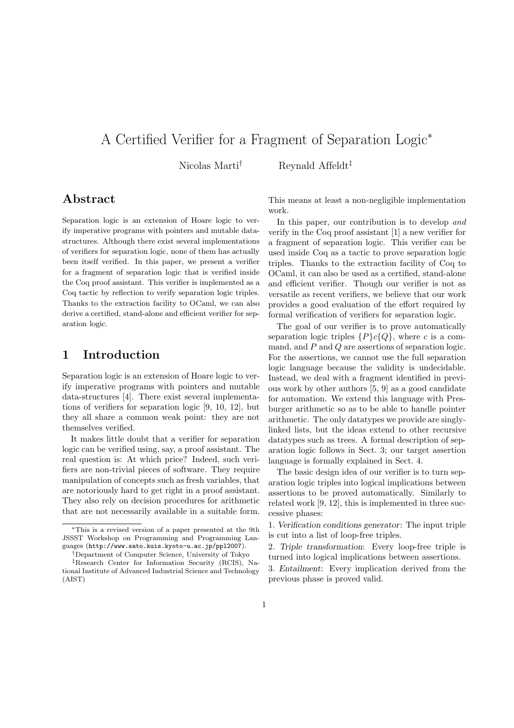# A Certified Verifier for a Fragment of Separation Logic*

Nicolas Marti[†] Reynald Affeldt[‡]

## Abstract

Separation logic is an extension of Hoare logic to verify imperative programs with pointers and mutable data-structures. Although there exist several implementations of verifiers for separation logic, none of them has actually been itself verified. In this paper, we present a verifier for a fragment of separation logic that is verified inside the Coq proof assistant. This verifier is implemented as a Coq tactic by reflection to verify separation logic triples. Thanks to the extraction facility to OCaml, we can also derive a certified, stand-alone and efficient verifier for separation logic.

## 1 Introduction

Separation logic is an extension of Hoare logic to verify imperative programs with pointers and mutable data-structures [4]. There exist several implementations of verifiers for separation logic [9, 10, 12], but they all share a common weak point: they are not themselves verified.

It makes little doubt that a verifier for separation logic can be verified using, say, a proof assistant. The real question is: At which price? Indeed, such verifiers are non-trivial pieces of software. They require manipulation of concepts such as fresh variables, that are notoriously hard to get right in a proof assistant. They also rely on decision procedures for arithmetic that are not necessarily available in a suitable form. This means at least a non-negligible implementation work.

In this paper, our contribution is to develop *and* verify in the Coq proof assistant [1] a new verifier for a fragment of separation logic. This verifier can be used inside Coq as a tactic to prove separation logic triples. Thanks to the extraction facility of Coq to OCaml, it can also be used as a certified, stand-alone and efficient verifier. Though our verifier is not as versatile as recent verifiers, we believe that our work provides a good evaluation of the effort required by formal verification of verifiers for separation logic.

The goal of our verifier is to prove automatically separation logic triples $\{P\}c\{Q\}$, where $c$ is a command, and $P$ and $Q$ are assertions of separation logic. For the assertions, we cannot use the full separation logic language because the validity is undecidable. Instead, we deal with a fragment identified in previous work by other authors [5, 9] as a good candidate for automation. We extend this language with Presburger arithmetic so as to be able to handle pointer arithmetic. The only datatypes we provide are singly-linked lists, but the ideas extend to other recursive datatypes such as trees. A formal description of separation logic follows in Sect. 3; our target assertion language is formally explained in Sect. 4.

The basic design idea of our verifier is to turn separation logic triples into logical implications between assertions to be proved automatically. Similarly to related work [9, 12], this is implemented in three successive phases:

1. *Verification conditions generator*: The input triple is cut into a list of loop-free triples.

2. *Triple transformation*: Every loop-free triple is turned into logical implications between assertions.

3. *Entailment*: Every implication derived from the previous phase is proved valid.

---

*This is a revised version of a paper presented at the 9th JSSST Workshop on Programming and Programming Languages (http://www.sato.kuis.kyoto-u.ac.jp/ppl2007).

†Department of Computer Science, University of Tokyo

‡Research Center for Information Security (RCIS), National Institute of Advanced Industrial Science and Technology (AIST)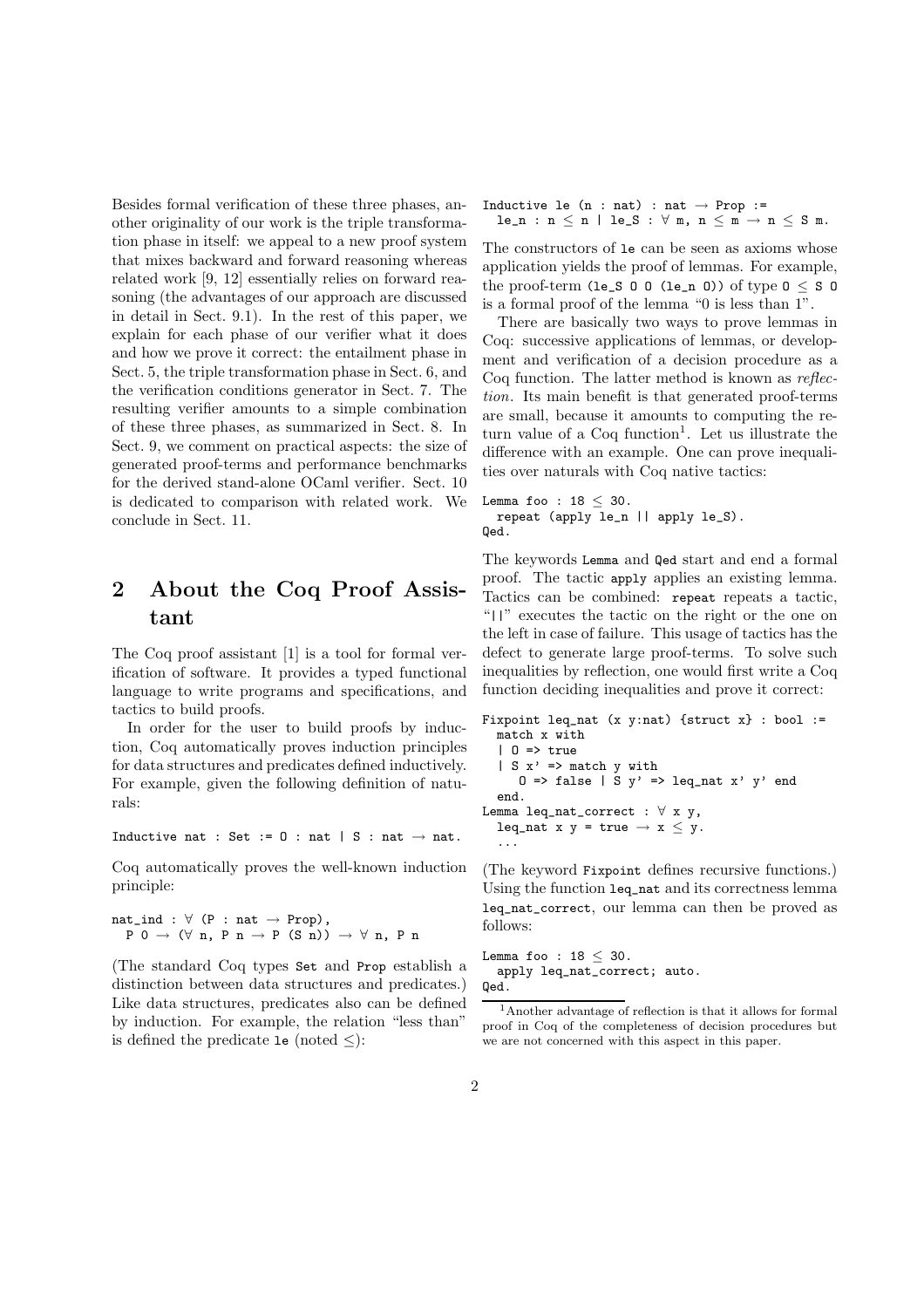Besides formal verification of these three phases, another originality of our work is the triple transformation phase in itself: we appeal to a new proof system that mixes backward and forward reasoning whereas related work [9, 12] essentially relies on forward reasoning (the advantages of our approach are discussed in detail in Sect. 9.1). In the rest of this paper, we explain for each phase of our verifier what it does and how we prove it correct: the entailment phase in Sect. 5, the triple transformation phase in Sect. 6, and the verification conditions generator in Sect. 7. The resulting verifier amounts to a simple combination of these three phases, as summarized in Sect. 8. In Sect. 9, we comment on practical aspects: the size of generated proof-terms and performance benchmarks for the derived stand-alone OCaml verifier. Sect. 10 is dedicated to comparison with related work. We conclude in Sect. 11.

## 2 About the Coq Proof Assistant

The Coq proof assistant [1] is a tool for formal verification of software. It provides a typed functional language to write programs and specifications, and tactics to build proofs.

In order for the user to build proofs by induction, Coq automatically proves induction principles for data structures and predicates defined inductively. For example, given the following definition of naturals:

```
Inductive nat : Set := O : nat | S : nat → nat.
```

Coq automatically proves the well-known induction principle:

```
nat_ind : ∀ (P : nat → Prop),
  P O → (∀ n, P n → P (S n)) → ∀ n, P n
```

(The standard Coq types `Set` and `Prop` establish a distinction between data structures and predicates.) Like data structures, predicates also can be defined by induction. For example, the relation "less than" is defined the predicate `le` (noted ≤):

```
Inductive le (n : nat) : nat → Prop :=
  le_n : n ≤ n | le_S : ∀ m, n ≤ m → n ≤ S m.
```

The constructors of `le` can be seen as axioms whose application yields the proof of lemmas. For example, the proof-term `(le_S O O (le_n O))` of type `O ≤ S O` is a formal proof of the lemma "0 is less than 1".

There are basically two ways to prove lemmas in Coq: successive applications of lemmas, or development and verification of a decision procedure as a Coq function. The latter method is known as *reflection*. Its main benefit is that generated proof-terms are small, because it amounts to computing the return value of a Coq function[1]. Let us illustrate the difference with an example. One can prove inequalities over naturals with Coq native tactics:

```
Lemma foo : 18 ≤ 30.
  repeat (apply le_n || apply le_S).
Qed.
```

The keywords `Lemma` and `Qed` start and end a formal proof. The tactic `apply` applies an existing lemma. Tactics can be combined: `repeat` repeats a tactic, "`||`" executes the tactic on the right or the one on the left in case of failure. This usage of tactics has the defect to generate large proof-terms. To solve such inequalities by reflection, one would first write a Coq function deciding inequalities and prove it correct:

```
Fixpoint leq_nat (x y:nat) {struct x} : bool :=
  match x with
  | O => true
  | S x' => match y with
      O => false | S y' => leq_nat x' y' end
  end.
Lemma leq_nat_correct : ∀ x y,
  leq_nat x y = true → x ≤ y.
  ...
```

(The keyword `Fixpoint` defines recursive functions.) Using the function `leq_nat` and its correctness lemma `leq_nat_correct`, our lemma can then be proved as follows:

```
Lemma foo : 18 ≤ 30.
  apply leq_nat_correct; auto.
Qed.
```

[1] Another advantage of reflection is that it allows for formal proof in Coq of the completeness of decision procedures but we are not concerned with this aspect in this paper.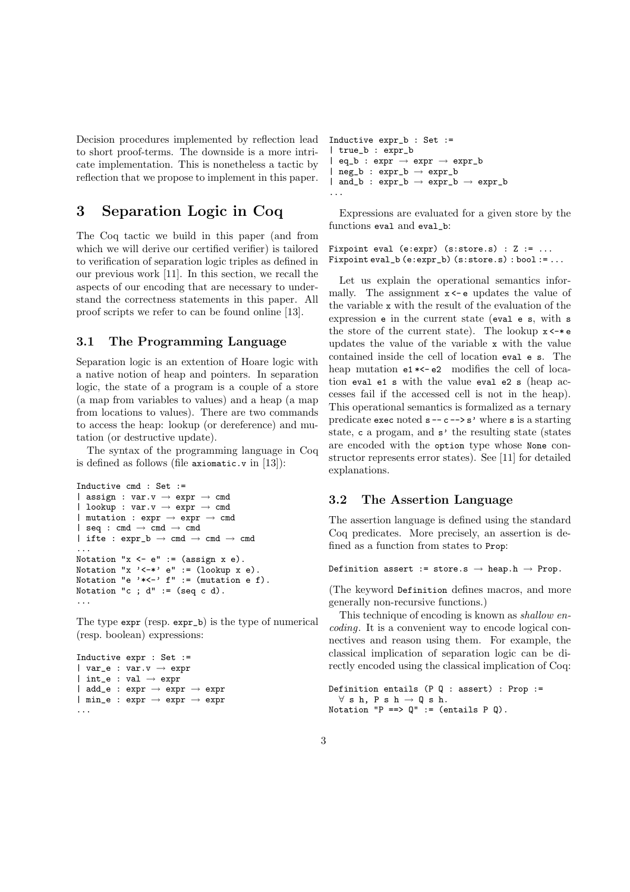Decision procedures implemented by reflection lead to short proof-terms. The downside is a more intricate implementation. This is nonetheless a tactic by reflection that we propose to implement in this paper.

# 3 Separation Logic in Coq

The Coq tactic we build in this paper (and from which we will derive our certified verifier) is tailored to verification of separation logic triples as defined in our previous work [11]. In this section, we recall the aspects of our encoding that are necessary to understand the correctness statements in this paper. All proof scripts we refer to can be found online [13].

## 3.1 The Programming Language

Separation logic is an extention of Hoare logic with a native notion of heap and pointers. In separation logic, the state of a program is a couple of a store (a map from variables to values) and a heap (a map from locations to values). There are two commands to access the heap: lookup (or dereference) and mutation (or destructive update).

The syntax of the programming language in Coq is defined as follows (file `axiomatic.v` in [13]):

```
Inductive cmd : Set :=
| assign : var.v → expr → cmd
| lookup : var.v → expr → cmd
| mutation : expr → expr → cmd
| seq : cmd → cmd → cmd
| ifte : expr_b → cmd → cmd → cmd
...
Notation "x <- e" := (assign x e).
Notation "x '<-*' e" := (lookup x e).
Notation "e '*<-' f" := (mutation e f).
Notation "c ; d" := (seq c d).
...
```

The type `expr` (resp. `expr_b`) is the type of numerical (resp. boolean) expressions:

```
Inductive expr : Set :=
| var_e : var.v → expr
| int_e : val → expr
| add_e : expr → expr → expr
| min_e : expr → expr → expr
...
```

```
Inductive expr_b : Set :=
| true_b : expr_b
| eq_b : expr → expr → expr_b
| neg_b : expr_b → expr_b
| and_b : expr_b → expr_b → expr_b
...
```

Expressions are evaluated for a given store by the functions `eval` and `eval_b`:

```
Fixpoint eval (e:expr) (s:store.s) : Z := ...
Fixpoint eval_b (e:expr_b) (s:store.s) : bool := ...
```

Let us explain the operational semantics informally. The assignment `x <- e` updates the value of the variable `x` with the result of the evaluation of the expression `e` in the current state (`eval e s`, with `s` the store of the current state). The lookup `x <-* e` updates the value of the variable `x` with the value contained inside the cell of location `eval e s`. The heap mutation `e1 *<- e2` modifies the cell of location `eval e1 s` with the value `eval e2 s` (heap accesses fail if the accessed cell is not in the heap). This operational semantics is formalized as a ternary predicate `exec` noted `s -- c --> s'` where `s` is a starting state, `c` a progam, and `s'` the resulting state (states are encoded with the `option` type whose `None` constructor represents error states). See [11] for detailed explanations.

## 3.2 The Assertion Language

The assertion language is defined using the standard Coq predicates. More precisely, an assertion is defined as a function from states to `Prop`:

```
Definition assert := store.s → heap.h → Prop.
```

(The keyword `Definition` defines macros, and more generally non-recursive functions.)

This technique of encoding is known as *shallow encoding*. It is a convenient way to encode logical connectives and reason using them. For example, the classical implication of separation logic can be directly encoded using the classical implication of Coq:

```
Definition entails (P Q : assert) : Prop :=
  ∀ s h, P s h → Q s h.
Notation "P ==> Q" := (entails P Q).
```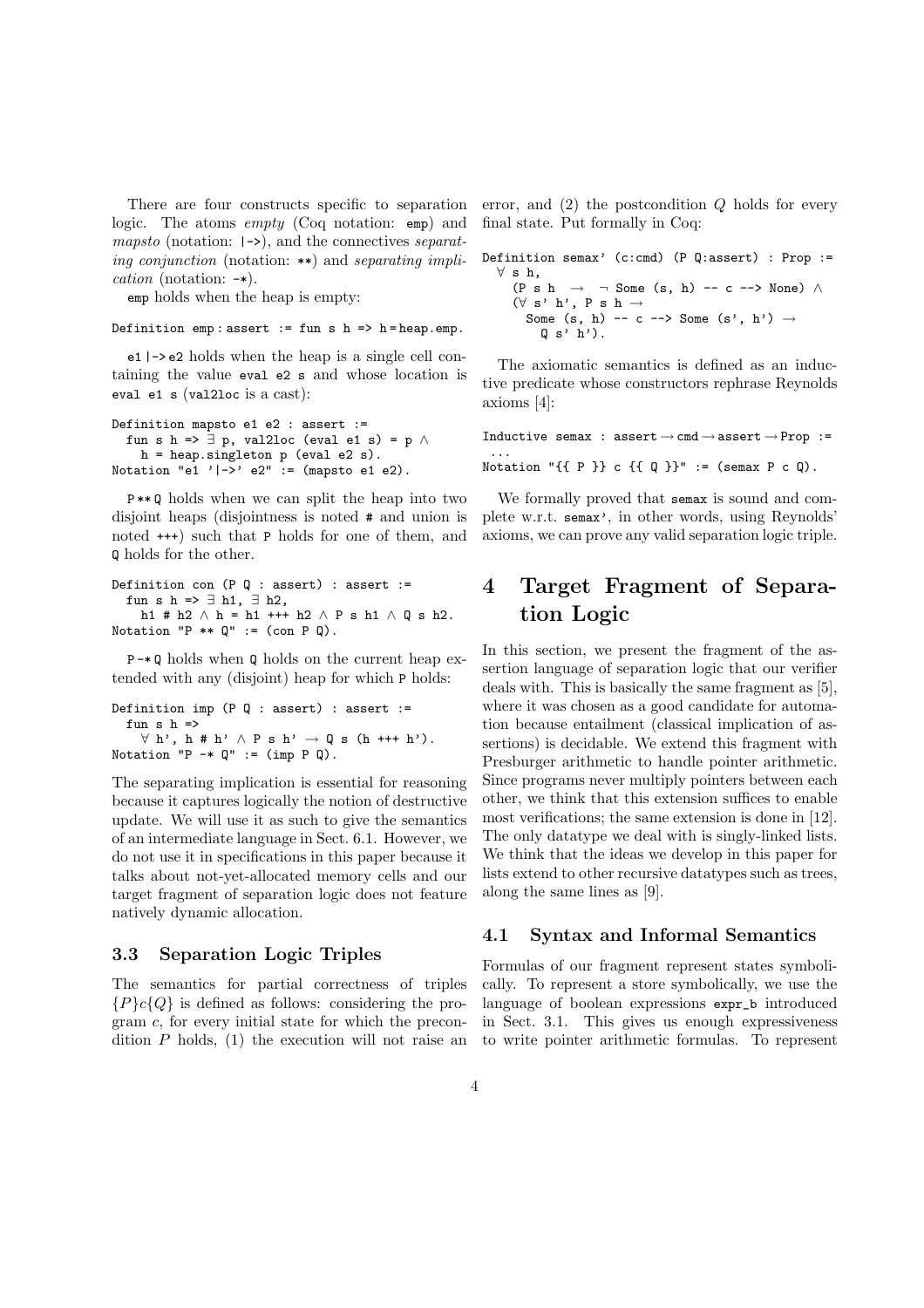There are four constructs specific to separation logic. The atoms *empty* (Coq notation: `emp`) and *mapsto* (notation: `|->`), and the connectives *separating conjunction* (notation: `**`) and *separating implication* (notation: `-*`).

`emp` holds when the heap is empty:

```
Definition emp : assert := fun s h => h = heap.emp.
```

`e1 |-> e2` holds when the heap is a single cell containing the value `eval e2 s` and whose location is `eval e1 s` (`val2loc` is a cast):

```
Definition mapsto e1 e2 : assert :=
  fun s h => ∃ p, val2loc (eval e1 s) = p ∧
    h = heap.singleton p (eval e2 s).
Notation "e1 '|->' e2" := (mapsto e1 e2).
```

`P ** Q` holds when we can split the heap into two disjoint heaps (disjointness is noted `#` and union is noted `+++`) such that `P` holds for one of them, and `Q` holds for the other.

```
Definition con (P Q : assert) : assert :=
  fun s h => ∃ h1, ∃ h2,
    h1 # h2 ∧ h = h1 +++ h2 ∧ P s h1 ∧ Q s h2.
Notation "P ** Q" := (con P Q).
```

`P -* Q` holds when `Q` holds on the current heap extended with any (disjoint) heap for which `P` holds:

```
Definition imp (P Q : assert) : assert :=
  fun s h =>
    ∀ h', h # h' ∧ P s h' → Q s (h +++ h').
Notation "P -* Q" := (imp P Q).
```

The separating implication is essential for reasoning because it captures logically the notion of destructive update. We will use it as such to give the semantics of an intermediate language in Sect. 6.1. However, we do not use it in specifications in this paper because it talks about not-yet-allocated memory cells and our target fragment of separation logic does not feature natively dynamic allocation.

### 3.3 Separation Logic Triples

The semantics for partial correctness of triples $\{P\}c\{Q\}$ is defined as follows: considering the program $c$, for every initial state for which the precondition $P$ holds, (1) the execution will not raise an error, and (2) the postcondition $Q$ holds for every final state. Put formally in Coq:

```
Definition semax' (c:cmd) (P Q:assert) : Prop :=
  ∀ s h,
    (P s h  →  ¬ Some (s, h) -- c --> None) ∧
    (∀ s' h', P s h →
      Some (s, h) -- c --> Some (s', h') →
        Q s' h').
```

The axiomatic semantics is defined as an inductive predicate whose constructors rephrase Reynolds axioms [4]:

```
Inductive semax : assert → cmd → assert → Prop :=
  ...
Notation "{{ P }} c {{ Q }}" := (semax P c Q).
```

We formally proved that `semax` is sound and complete w.r.t. `semax'`, in other words, using Reynolds' axioms, we can prove any valid separation logic triple.

## 4 Target Fragment of Separation Logic

In this section, we present the fragment of the assertion language of separation logic that our verifier deals with. This is basically the same fragment as [5], where it was chosen as a good candidate for automation because entailment (classical implication of assertions) is decidable. We extend this fragment with Presburger arithmetic to handle pointer arithmetic. Since programs never multiply pointers between each other, we think that this extension suffices to enable most verifications; the same extension is done in [12]. The only datatype we deal with is singly-linked lists. We think that the ideas we develop in this paper for lists extend to other recursive datatypes such as trees, along the same lines as [9].

### 4.1 Syntax and Informal Semantics

Formulas of our fragment represent states symbolically. To represent a store symbolically, we use the language of boolean expressions `expr_b` introduced in Sect. 3.1. This gives us enough expressiveness to write pointer arithmetic formulas. To represent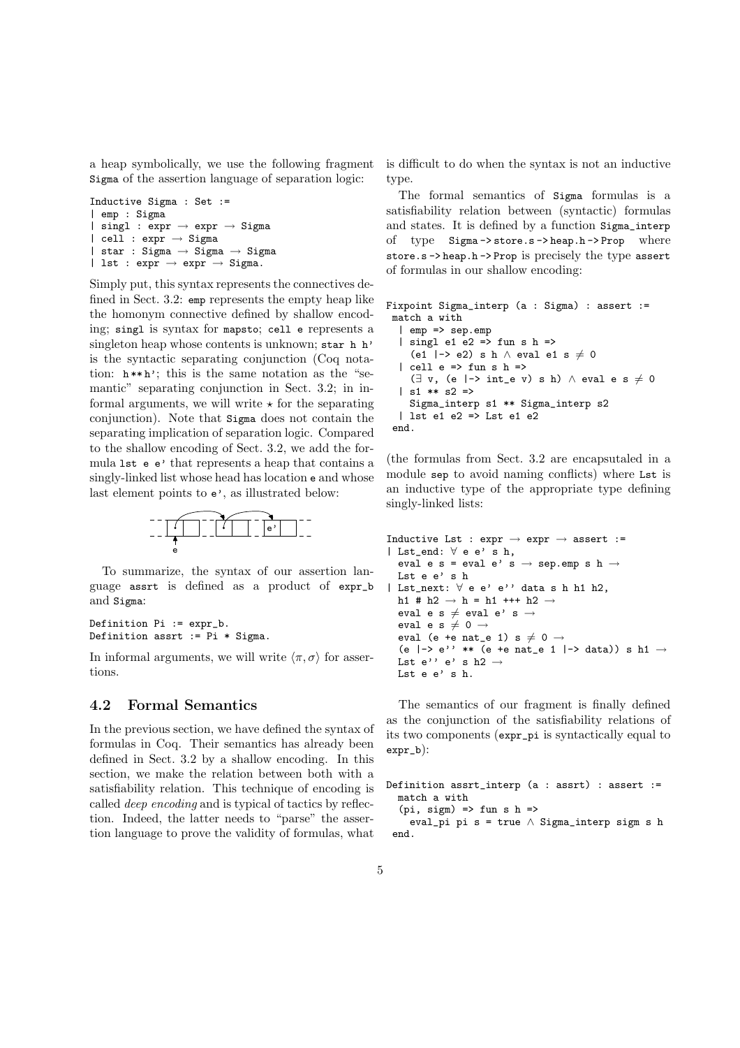a heap symbolically, we use the following fragment Sigma of the assertion language of separation logic:

```
Inductive Sigma : Set :=
| emp : Sigma
| singl : expr → expr → Sigma
| cell : expr → Sigma
| star : Sigma → Sigma → Sigma
| lst : expr → expr → Sigma.
```

Simply put, this syntax represents the connectives defined in Sect. 3.2: emp represents the empty heap like the homonym connective defined by shallow encoding; singl is syntax for mapsto; cell e represents a singleton heap whose contents is unknown; star h h' is the syntactic separating conjunction (Coq notation: h**h'; this is the same notation as the "semantic" separating conjunction in Sect. 3.2; in informal arguments, we will write $\star$ for the separating conjunction). Note that Sigma does not contain the separating implication of separation logic. Compared to the shallow encoding of Sect. 3.2, we add the formula lst e e' that represents a heap that contains a singly-linked list whose head has location e and whose last element points to e', as illustrated below:

To summarize, the syntax of our assertion language assrt is defined as a product of expr_b and Sigma:

```
Definition Pi := expr_b.
Definition assrt := Pi * Sigma.
```

In informal arguments, we will write $\langle \pi, \sigma \rangle$ for assertions.

## 4.2 Formal Semantics

In the previous section, we have defined the syntax of formulas in Coq. Their semantics has already been defined in Sect. 3.2 by a shallow encoding. In this section, we make the relation between both with a satisfiability relation. This technique of encoding is called *deep encoding* and is typical of tactics by reflection. Indeed, the latter needs to "parse" the assertion language to prove the validity of formulas, what is difficult to do when the syntax is not an inductive type.

The formal semantics of Sigma formulas is a satisfiability relation between (syntactic) formulas and states. It is defined by a function Sigma_interp of type Sigma->store.s->heap.h->Prop where store.s->heap.h->Prop is precisely the type assert of formulas in our shallow encoding:

```
Fixpoint Sigma_interp (a : Sigma) : assert :=
 match a with
  | emp => sep.emp
  | singl e1 e2 => fun s h =>
    (e1 |-> e2) s h ∧ eval e1 s ≠ 0
  | cell e => fun s h =>
    (∃ v, (e |-> int_e v) s h) ∧ eval e s ≠ 0
  | s1 ** s2 =>
    Sigma_interp s1 ** Sigma_interp s2
  | lst e1 e2 => Lst e1 e2
 end.
```

(the formulas from Sect. 3.2 are encapsutaled in a module sep to avoid naming conflicts) where Lst is an inductive type of the appropriate type defining singly-linked lists:

```
Inductive Lst : expr → expr → assert :=
| Lst_end: ∀ e e' s h,
  eval e s = eval e' s → sep.emp s h →
  Lst e e' s h
| Lst_next: ∀ e e' e'' data s h h1 h2,
  h1 # h2 → h = h1 +++ h2 →
  eval e s ≠ eval e' s →
  eval e s ≠ 0 →
  eval (e +e nat_e 1) s ≠ 0 →
  (e |-> e'' ** (e +e nat_e 1 |-> data)) s h1 →
  Lst e'' e' s h2 →
  Lst e e' s h.
```

The semantics of our fragment is finally defined as the conjunction of the satisfiability relations of its two components (expr_pi is syntactically equal to expr_b):

```
Definition assrt_interp (a : assrt) : assert :=
  match a with
  (pi, sigm) => fun s h =>
    eval_pi pi s = true ∧ Sigma_interp sigm s h
 end.
```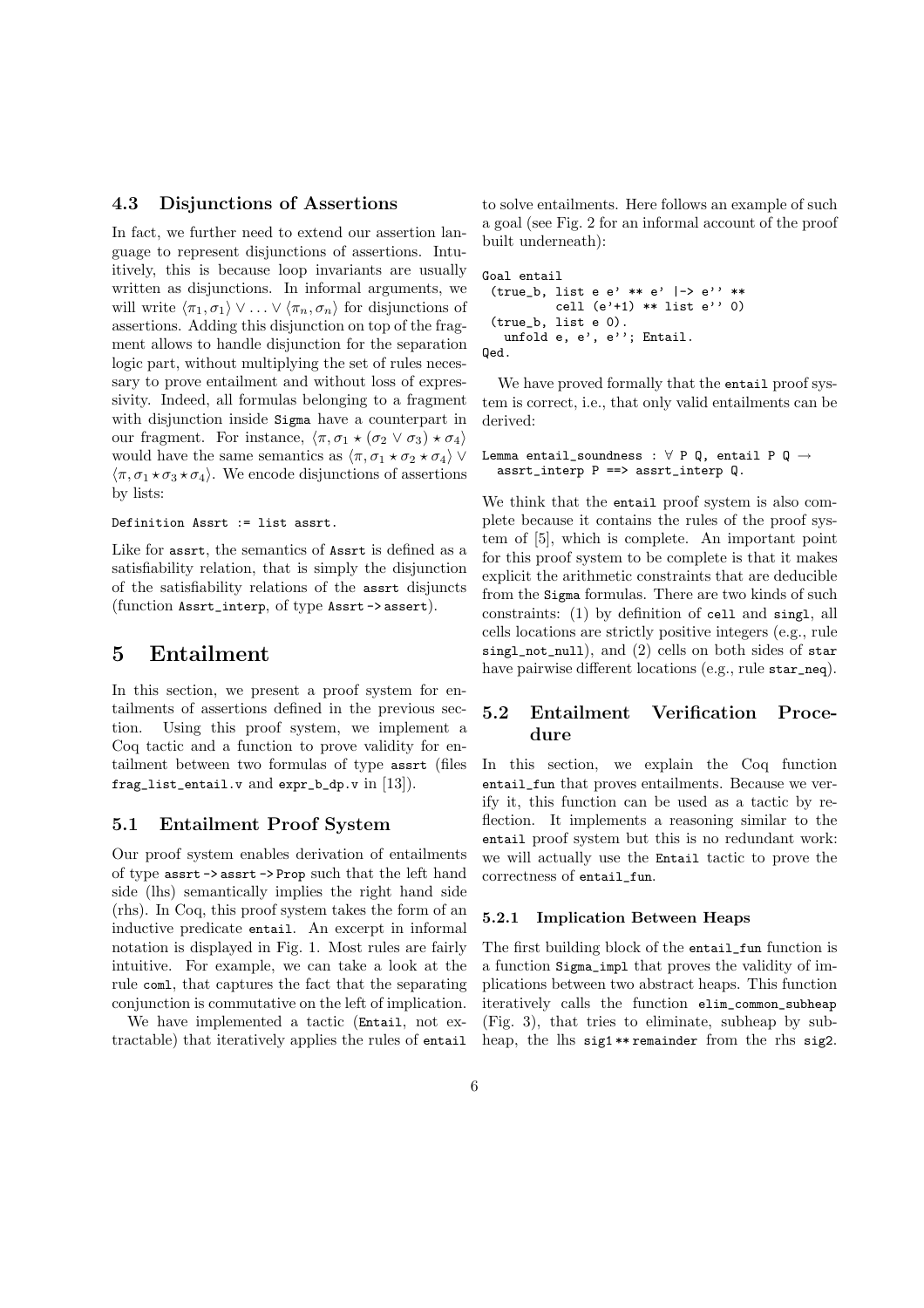### 4.3 Disjunctions of Assertions

In fact, we further need to extend our assertion language to represent disjunctions of assertions. Intuitively, this is because loop invariants are usually written as disjunctions. In informal arguments, we will write $\langle \pi_1, \sigma_1 \rangle \vee \ldots \vee \langle \pi_n, \sigma_n \rangle$ for disjunctions of assertions. Adding this disjunction on top of the fragment allows to handle disjunction for the separation logic part, without multiplying the set of rules necessary to prove entailment and without loss of expressivity. Indeed, all formulas belonging to a fragment with disjunction inside `Sigma` have a counterpart in our fragment. For instance, $\langle \pi, \sigma_1 \star (\sigma_2 \vee \sigma_3) \star \sigma_4 \rangle$ would have the same semantics as $\langle \pi, \sigma_1 \star \sigma_2 \star \sigma_4 \rangle \vee \langle \pi, \sigma_1 \star \sigma_3 \star \sigma_4 \rangle$. We encode disjunctions of assertions by lists:

```
Definition Assrt := list assrt.
```

Like for `assrt`, the semantics of `Assrt` is defined as a satisfiability relation, that is simply the disjunction of the satisfiability relations of the `assrt` disjuncts (function `Assrt_interp`, of type `Assrt -> assert`).

## 5 Entailment

In this section, we present a proof system for entailments of assertions defined in the previous section. Using this proof system, we implement a Coq tactic and a function to prove validity for entailment between two formulas of type `assrt` (files `frag_list_entail.v` and `expr_b_dp.v` in [13]).

### 5.1 Entailment Proof System

Our proof system enables derivation of entailments of type `assrt -> assrt -> Prop` such that the left hand side (lhs) semantically implies the right hand side (rhs). In Coq, this proof system takes the form of an inductive predicate `entail`. An excerpt in informal notation is displayed in Fig. 1. Most rules are fairly intuitive. For example, we can take a look at the rule `coml`, that captures the fact that the separating conjunction is commutative on the left of implication.

We have implemented a tactic (`Entail`, not extractable) that iteratively applies the rules of `entail` to solve entailments. Here follows an example of such a goal (see Fig. 2 for an informal account of the proof built underneath):

```
Goal entail
 (true_b, list e e' ** e' |-> e'' **
          cell (e'+1) ** list e'' 0)
 (true_b, list e 0).
   unfold e, e', e''; Entail.
Qed.
```

We have proved formally that the `entail` proof system is correct, i.e., that only valid entailments can be derived:

```
Lemma entail_soundness : ∀ P Q, entail P Q →
  assrt_interp P ==> assrt_interp Q.
```

We think that the `entail` proof system is also complete because it contains the rules of the proof system of [5], which is complete. An important point for this proof system to be complete is that it makes explicit the arithmetic constraints that are deducible from the `Sigma` formulas. There are two kinds of such constraints: (1) by definition of `cell` and `singl`, all cells locations are strictly positive integers (e.g., rule `singl_not_null`), and (2) cells on both sides of `star` have pairwise different locations (e.g., rule `star_neq`).

### 5.2 Entailment Verification Procedure

In this section, we explain the Coq function `entail_fun` that proves entailments. Because we verify it, this function can be used as a tactic by reflection. It implements a reasoning similar to the `entail` proof system but this is no redundant work: we will actually use the `Entail` tactic to prove the correctness of `entail_fun`.

#### 5.2.1 Implication Between Heaps

The first building block of the `entail_fun` function is a function `Sigma_impl` that proves the validity of implications between two abstract heaps. This function iteratively calls the function `elim_common_subheap` (Fig. 3), that tries to eliminate, subheap by subheap, the lhs `sig1 ** remainder` from the rhs `sig2`.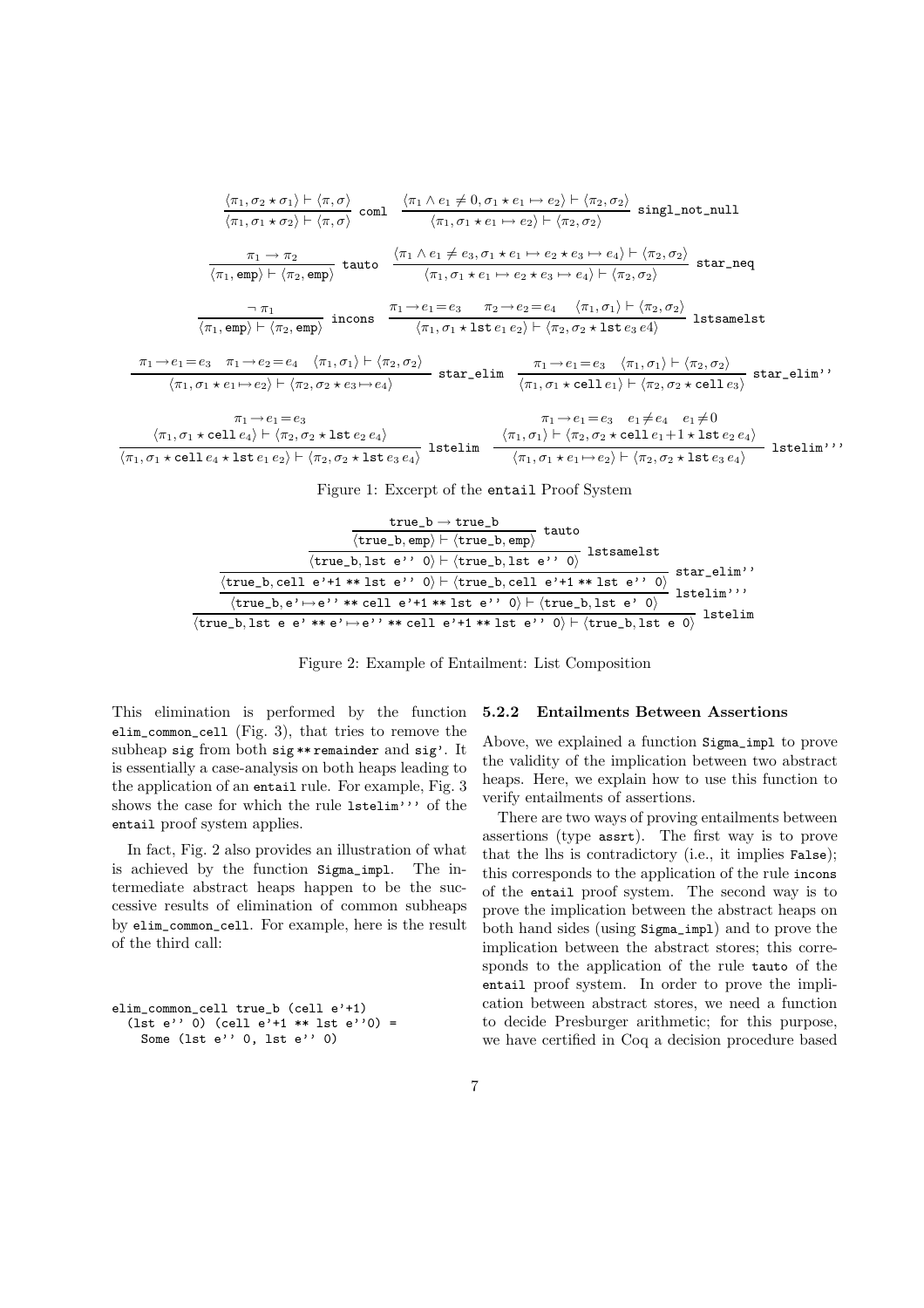$$\frac{\langle \pi_1, \sigma_2 \star \sigma_1 \rangle \vdash \langle \pi, \sigma \rangle}{\langle \pi_1, \sigma_1 \star \sigma_2 \rangle \vdash \langle \pi, \sigma \rangle}\ \texttt{coml} \qquad \frac{\langle \pi_1 \wedge e_1 \neq 0, \sigma_1 \star e_1 \mapsto e_2 \rangle \vdash \langle \pi_2, \sigma_2 \rangle}{\langle \pi_1, \sigma_1 \star e_1 \mapsto e_2 \rangle \vdash \langle \pi_2, \sigma_2 \rangle}\ \texttt{singl\_not\_null}$$

$$\frac{\pi_1 \rightarrow \pi_2}{\langle \pi_1, \texttt{emp} \rangle \vdash \langle \pi_2, \texttt{emp} \rangle}\ \texttt{tauto} \qquad \frac{\langle \pi_1 \wedge e_1 \neq e_3, \sigma_1 \star e_1 \mapsto e_2 \star e_3 \mapsto e_4 \rangle \vdash \langle \pi_2, \sigma_2 \rangle}{\langle \pi_1, \sigma_1 \star e_1 \mapsto e_2 \star e_3 \mapsto e_4 \rangle \vdash \langle \pi_2, \sigma_2 \rangle}\ \texttt{star\_neq}$$

$$\frac{\neg\, \pi_1}{\langle \pi_1, \texttt{emp} \rangle \vdash \langle \pi_2, \texttt{emp} \rangle}\ \texttt{incons} \qquad \frac{\pi_1 \rightarrow e_1 = e_3 \quad \pi_2 \rightarrow e_2 = e_4 \quad \langle \pi_1, \sigma_1 \rangle \vdash \langle \pi_2, \sigma_2 \rangle}{\langle \pi_1, \sigma_1 \star \texttt{lst}\, e_1\, e_2 \rangle \vdash \langle \pi_2, \sigma_2 \star \texttt{lst}\, e_3\, e4 \rangle}\ \texttt{lstsamelst}$$

$$\frac{\pi_1 \rightarrow e_1 = e_3 \quad \pi_1 \rightarrow e_2 = e_4 \quad \langle \pi_1, \sigma_1 \rangle \vdash \langle \pi_2, \sigma_2 \rangle}{\langle \pi_1, \sigma_1 \star e_1 \mapsto e_2 \rangle \vdash \langle \pi_2, \sigma_2 \star e_3 \mapsto e_4 \rangle}\ \texttt{star\_elim} \qquad \frac{\pi_1 \rightarrow e_1 = e_3 \quad \langle \pi_1, \sigma_1 \rangle \vdash \langle \pi_2, \sigma_2 \rangle}{\langle \pi_1, \sigma_1 \star \texttt{cell}\, e_1 \rangle \vdash \langle \pi_2, \sigma_2 \star \texttt{cell}\, e_3 \rangle}\ \texttt{star\_elim''}$$

$$\frac{\begin{array}{c}\pi_1 \rightarrow e_1 = e_3 \\ \langle \pi_1, \sigma_1 \star \texttt{cell}\, e_4 \rangle \vdash \langle \pi_2, \sigma_2 \star \texttt{lst}\, e_2\, e_4 \rangle\end{array}}{\langle \pi_1, \sigma_1 \star \texttt{cell}\, e_4 \star \texttt{lst}\, e_1\, e_2 \rangle \vdash \langle \pi_2, \sigma_2 \star \texttt{lst}\, e_3\, e_4 \rangle}\ \texttt{lstelim} \qquad \frac{\begin{array}{c}\pi_1 \rightarrow e_1 = e_3 \quad e_1 \neq e_4 \quad e_1 \neq 0 \\ \langle \pi_1, \sigma_1 \rangle \vdash \langle \pi_2, \sigma_2 \star \texttt{cell}\, e_1{+}1 \star \texttt{lst}\, e_2\, e_4 \rangle\end{array}}{\langle \pi_1, \sigma_1 \star e_1 \mapsto e_2 \rangle \vdash \langle \pi_2, \sigma_2 \star \texttt{lst}\, e_3\, e_4 \rangle}\ \texttt{lstelim'''}$$

Figure 1: Excerpt of the entail Proof System

$$\dfrac{\dfrac{\dfrac{\dfrac{\dfrac{\texttt{true\_b} \rightarrow \texttt{true\_b}}{\langle \texttt{true\_b}, \texttt{emp} \rangle \vdash \langle \texttt{true\_b}, \texttt{emp} \rangle}\ \texttt{tauto}}{\langle \texttt{true\_b}, \texttt{lst e'' 0} \rangle \vdash \langle \texttt{true\_b}, \texttt{lst e'' 0} \rangle}\ \texttt{lstsamelst}}{\langle \texttt{true\_b}, \texttt{cell e'+1 ** lst e'' 0} \rangle \vdash \langle \texttt{true\_b}, \texttt{cell e'+1 ** lst e'' 0} \rangle}\ \texttt{star\_elim''}}{\langle \texttt{true\_b}, \texttt{e'} \mapsto \texttt{e'' ** cell e'+1 ** lst e'' 0} \rangle \vdash \langle \texttt{true\_b}, \texttt{lst e' 0} \rangle}\ \texttt{lstelim'''}}{\langle \texttt{true\_b}, \texttt{lst e e' ** e'} \mapsto \texttt{e'' ** cell e'+1 ** lst e'' 0} \rangle \vdash \langle \texttt{true\_b}, \texttt{lst e 0} \rangle}\ \texttt{lstelim}$$

Figure 2: Example of Entailment: List Composition

This elimination is performed by the function `elim_common_cell` (Fig. 3), that tries to remove the subheap `sig` from both `sig ** remainder` and `sig'`. It is essentially a case-analysis on both heaps leading to the application of an `entail` rule. For example, Fig. 3 shows the case for which the rule `lstelim'''` of the `entail` proof system applies.

In fact, Fig. 2 also provides an illustration of what is achieved by the function `Sigma_impl`. The intermediate abstract heaps happen to be the successive results of elimination of common subheaps by `elim_common_cell`. For example, here is the result of the third call:

```
elim_common_cell true_b (cell e'+1)
  (lst e'' 0) (cell e'+1 ** lst e''0) =
    Some (lst e'' 0, lst e'' 0)
```

#### 5.2.2 Entailments Between Assertions

Above, we explained a function `Sigma_impl` to prove the validity of the implication between two abstract heaps. Here, we explain how to use this function to verify entailments of assertions.

There are two ways of proving entailments between assertions (type `assrt`). The first way is to prove that the lhs is contradictory (i.e., it implies `False`); this corresponds to the application of the rule `incons` of the `entail` proof system. The second way is to prove the implication between the abstract heaps on both hand sides (using `Sigma_impl`) and to prove the implication between the abstract stores; this corresponds to the application of the rule `tauto` of the `entail` proof system. In order to prove the implication between abstract stores, we need a function to decide Presburger arithmetic; for this purpose, we have certified in Coq a decision procedure based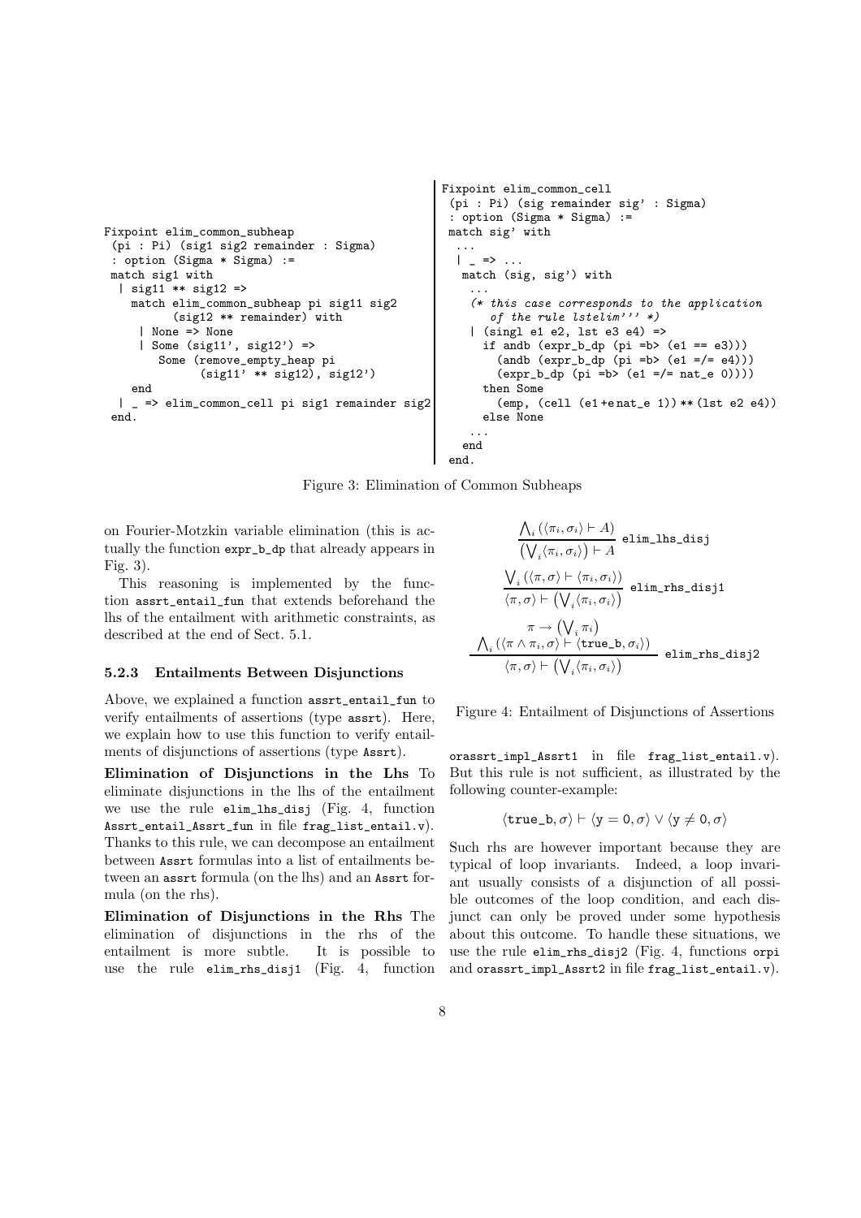```
Fixpoint elim_common_subheap
 (pi : Pi) (sig1 sig2 remainder : Sigma)
 : option (Sigma * Sigma) :=
 match sig1 with
  | sig11 ** sig12 =>
    match elim_common_subheap pi sig11 sig2
          (sig12 ** remainder) with
     | None => None
     | Some (sig11', sig12') =>
        Some (remove_empty_heap pi
              (sig11' ** sig12), sig12')
    end
  | _ => elim_common_cell pi sig1 remainder sig2
 end.
```

```
Fixpoint elim_common_cell
 (pi : Pi) (sig remainder sig' : Sigma)
 : option (Sigma * Sigma) :=
 match sig' with
  ...
  | _ => ...
   match (sig, sig') with
    ...
    (* this case corresponds to the application
       of the rule lstelim''' *)
    | (singl e1 e2, lst e3 e4) =>
      if andb (expr_b_dp (pi =b> (e1 == e3)))
         (andb (expr_b_dp (pi =b> (e1 =/= e4)))
         (expr_b_dp (pi =b> (e1 =/= nat_e 0))))
      then Some
         (emp, (cell (e1 +e nat_e 1)) ** (lst e2 e4))
      else None
    ...
   end
 end.
```

Figure 3: Elimination of Common Subheaps

on Fourier-Motzkin variable elimination (this is actually the function expr_b_dp that already appears in Fig. 3).

This reasoning is implemented by the function assrt_entail_fun that extends beforehand the lhs of the entailment with arithmetic constraints, as described at the end of Sect. 5.1.

### 5.2.3 Entailments Between Disjunctions

Above, we explained a function assrt_entail_fun to verify entailments of assertions (type assrt). Here, we explain how to use this function to verify entailments of disjunctions of assertions (type Assrt).

**Elimination of Disjunctions in the Lhs** To eliminate disjunctions in the lhs of the entailment we use the rule elim_lhs_disj (Fig. 4, function Assrt_entail_Assrt_fun in file frag_list_entail.v). Thanks to this rule, we can decompose an entailment between Assrt formulas into a list of entailments between an assrt formula (on the lhs) and an Assrt formula (on the rhs).

**Elimination of Disjunctions in the Rhs** The elimination of disjunctions in the rhs of the entailment is more subtle. It is possible to use the rule elim_rhs_disj1 (Fig. 4, function

$$\frac{\bigwedge_i (\langle \pi_i, \sigma_i \rangle \vdash A)}{\left(\bigvee_i \langle \pi_i, \sigma_i \rangle\right) \vdash A} \ \texttt{elim\_lhs\_disj}$$

$$\frac{\bigvee_i (\langle \pi, \sigma \rangle \vdash \langle \pi_i, \sigma_i \rangle)}{\langle \pi, \sigma \rangle \vdash \left(\bigvee_i \langle \pi_i, \sigma_i \rangle\right)} \ \texttt{elim\_rhs\_disj1}$$

$$\frac{\pi \rightarrow \left(\bigvee_i \pi_i\right) \qquad \bigwedge_i (\langle \pi \wedge \pi_i, \sigma \rangle \vdash \langle \texttt{true\_b}, \sigma_i \rangle)}{\langle \pi, \sigma \rangle \vdash \left(\bigvee_i \langle \pi_i, \sigma_i \rangle\right)} \ \texttt{elim\_rhs\_disj2}$$

Figure 4: Entailment of Disjunctions of Assertions

orassrt_impl_Assrt1 in file frag_list_entail.v). But this rule is not sufficient, as illustrated by the following counter-example:

$$\langle \texttt{true\_b}, \sigma \rangle \vdash \langle \mathtt{y} = 0, \sigma \rangle \vee \langle \mathtt{y} \neq 0, \sigma \rangle$$

Such rhs are however important because they are typical of loop invariants. Indeed, a loop invariant usually consists of a disjunction of all possible outcomes of the loop condition, and each disjunct can only be proved under some hypothesis about this outcome. To handle these situations, we use the rule elim_rhs_disj2 (Fig. 4, functions orpi and orassrt_impl_Assrt2 in file frag_list_entail.v).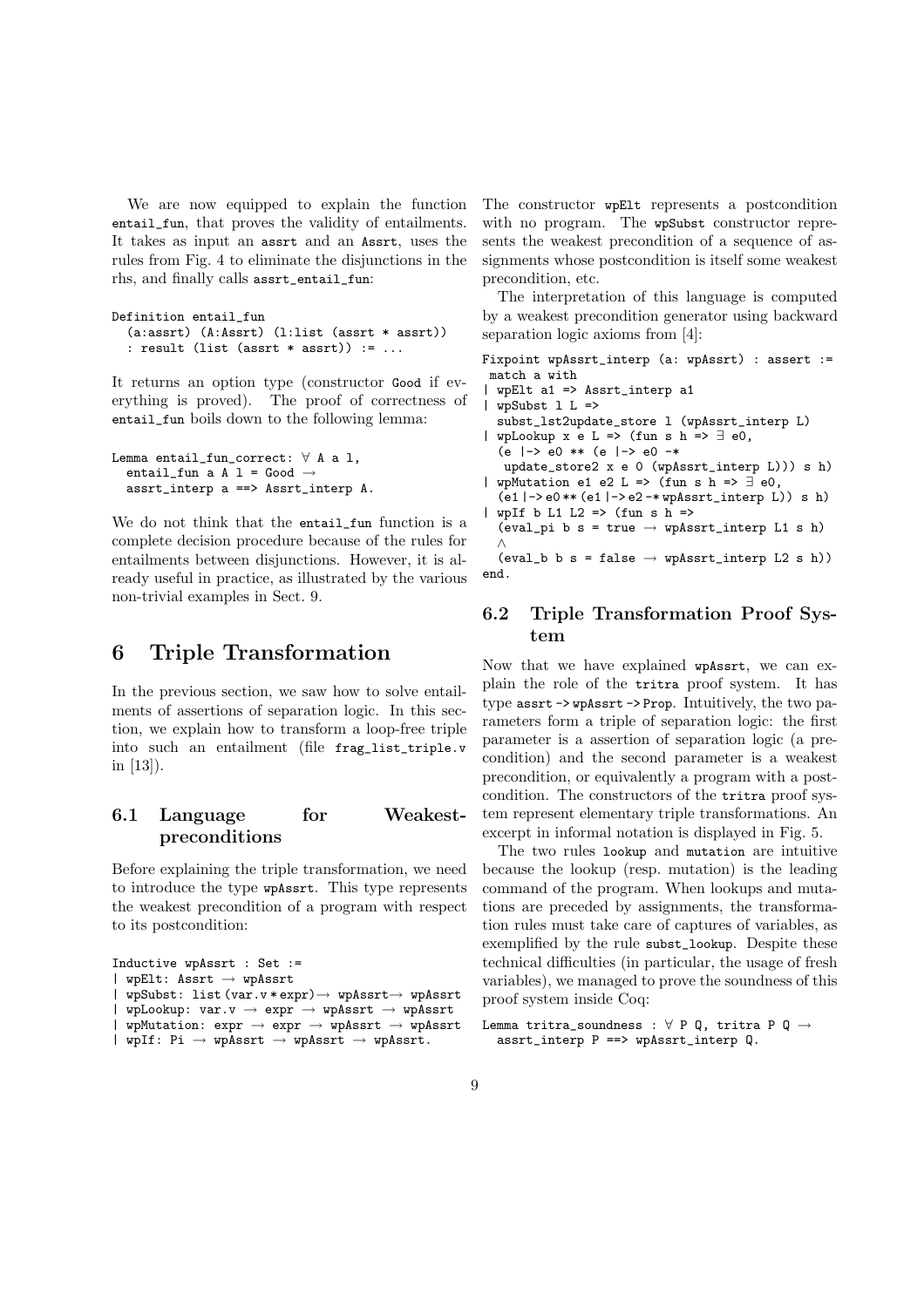We are now equipped to explain the function `entail_fun`, that proves the validity of entailments. It takes as input an `assrt` and an `Assrt`, uses the rules from Fig. 4 to eliminate the disjunctions in the rhs, and finally calls `assrt_entail_fun`:

```
Definition entail_fun
  (a:assrt) (A:Assrt) (l:list (assrt * assrt))
  : result (list (assrt * assrt)) := ...
```

It returns an option type (constructor `Good` if everything is proved). The proof of correctness of `entail_fun` boils down to the following lemma:

```
Lemma entail_fun_correct: ∀ A a l,
  entail_fun a A l = Good →
  assrt_interp a ==> Assrt_interp A.
```

We do not think that the `entail_fun` function is a complete decision procedure because of the rules for entailments between disjunctions. However, it is already useful in practice, as illustrated by the various non-trivial examples in Sect. 9.

# 6 Triple Transformation

In the previous section, we saw how to solve entailments of assertions of separation logic. In this section, we explain how to transform a loop-free triple into such an entailment (file `frag_list_triple.v` in [13]).

## 6.1 Language for Weakest-preconditions

Before explaining the triple transformation, we need to introduce the type `wpAssrt`. This type represents the weakest precondition of a program with respect to its postcondition:

```
Inductive wpAssrt : Set :=
| wpElt: Assrt → wpAssrt
| wpSubst: list (var.v * expr)→ wpAssrt→ wpAssrt
| wpLookup: var.v → expr → wpAssrt → wpAssrt
| wpMutation: expr → expr → wpAssrt → wpAssrt
| wpIf: Pi → wpAssrt → wpAssrt → wpAssrt.
```

The constructor `wpElt` represents a postcondition with no program. The `wpSubst` constructor represents the weakest precondition of a sequence of assignments whose postcondition is itself some weakest precondition, etc.

The interpretation of this language is computed by a weakest precondition generator using backward separation logic axioms from [4]:

```
Fixpoint wpAssrt_interp (a: wpAssrt) : assert :=
 match a with
| wpElt a1 => Assrt_interp a1
| wpSubst l L =>
  subst_lst2update_store l (wpAssrt_interp L)
| wpLookup x e L => (fun s h => ∃ e0,
  (e |-> e0 ** (e |-> e0 -*
   update_store2 x e 0 (wpAssrt_interp L))) s h)
| wpMutation e1 e2 L => (fun s h => ∃ e0,
  (e1 |-> e0 ** (e1 |-> e2 -* wpAssrt_interp L)) s h)
| wpIf b L1 L2 => (fun s h =>
  (eval_pi b s = true → wpAssrt_interp L1 s h)
  ∧
  (eval_b b s = false → wpAssrt_interp L2 s h))
end.
```

## 6.2 Triple Transformation Proof System

Now that we have explained `wpAssrt`, we can explain the role of the `tritra` proof system. It has type `assrt -> wpAssrt -> Prop`. Intuitively, the two parameters form a triple of separation logic: the first parameter is a assertion of separation logic (a precondition) and the second parameter is a weakest precondition, or equivalently a program with a postcondition. The constructors of the `tritra` proof system represent elementary triple transformations. An excerpt in informal notation is displayed in Fig. 5.

The two rules `lookup` and `mutation` are intuitive because the lookup (resp. mutation) is the leading command of the program. When lookups and mutations are preceded by assignments, the transformation rules must take care of captures of variables, as exemplified by the rule `subst_lookup`. Despite these technical difficulties (in particular, the usage of fresh variables), we managed to prove the soundness of this proof system inside Coq:

```
Lemma tritra_soundness : ∀ P Q, tritra P Q →
  assrt_interp P ==> wpAssrt_interp Q.
```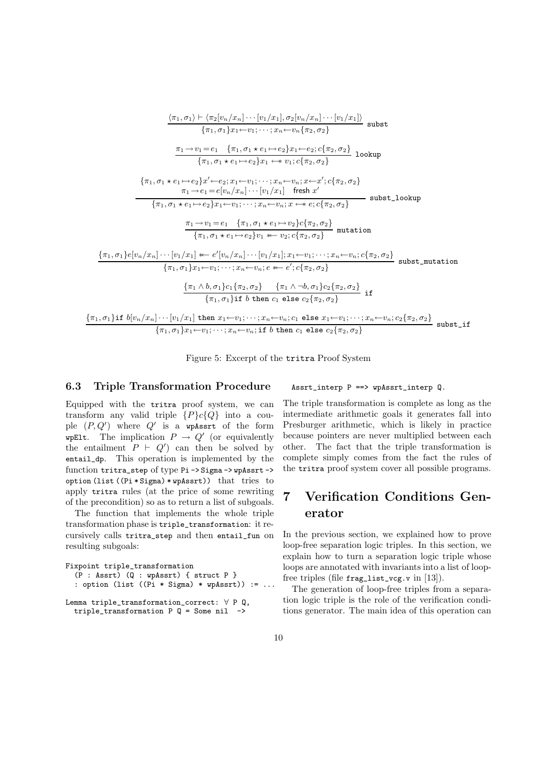$$\frac{\langle \pi_1, \sigma_1 \rangle \vdash \langle \pi_2[v_n/x_n]\cdots[v_1/x_1], \sigma_2[v_n/x_n]\cdots[v_1/x_1]\rangle}{\{\pi_1, \sigma_1\} x_1 \leftarrow v_1; \cdots; x_n \leftarrow v_n \{\pi_2, \sigma_2\}} \; \texttt{subst}$$

$$\frac{\pi_1 \rightarrow v_1 = e_1 \quad \{\pi_1, \sigma_1 \star e_1 \mapsto e_2\} x_1 \leftarrow e_2; c\{\pi_2, \sigma_2\}}{\{\pi_1, \sigma_1 \star e_1 \mapsto e_2\} x_1 \leftarrow\!* \; v_1; c\{\pi_2, \sigma_2\}} \; \texttt{lookup}$$

$$\frac{\begin{array}{c}\{\pi_1, \sigma_1 \star e_1 \mapsto e_2\} x' \leftarrow e_2; x_1 \leftarrow v_1; \cdots; x_n \leftarrow v_n; x \leftarrow x'; c\{\pi_2, \sigma_2\} \\ \pi_1 \rightarrow e_1 = e[v_n/x_n]\cdots[v_1/x_1] \quad \mathsf{fresh}\ x'\end{array}}{\{\pi_1, \sigma_1 \star e_1 \mapsto e_2\} x_1 \leftarrow v_1; \cdots; x_n \leftarrow v_n; x \leftarrow\!* \; e; c\{\pi_2, \sigma_2\}} \; \texttt{subst\_lookup}$$

$$\frac{\pi_1 \rightarrow v_1 = e_1 \quad \{\pi_1, \sigma_1 \star e_1 \mapsto v_2\} c\{\pi_2, \sigma_2\}}{\{\pi_1, \sigma_1 \star e_1 \mapsto e_2\} v_1 \; *\!\!\leftarrow v_2; c\{\pi_2, \sigma_2\}} \; \texttt{mutation}$$

$$\frac{\{\pi_1, \sigma_1\} e[v_n/x_n]\cdots[v_1/x_1] \; *\!\!\leftarrow e'[v_n/x_n]\cdots[v_1/x_1]; x_1 \leftarrow v_1; \cdots; x_n \leftarrow v_n; c\{\pi_2, \sigma_2\}}{\{\pi_1, \sigma_1\} x_1 \leftarrow v_1; \cdots; x_n \leftarrow v_n; e \; *\!\!\leftarrow e'; c\{\pi_2, \sigma_2\}} \; \texttt{subst\_mutation}$$

$$\frac{\{\pi_1 \wedge b, \sigma_1\} c_1 \{\pi_2, \sigma_2\} \quad \{\pi_1 \wedge \neg b, \sigma_1\} c_2 \{\pi_2, \sigma_2\}}{\{\pi_1, \sigma_1\} \texttt{if}\ b\ \texttt{then}\ c_1\ \texttt{else}\ c_2 \{\pi_2, \sigma_2\}} \; \texttt{if}$$

$$\frac{\{\pi_1, \sigma_1\} \texttt{if}\ b[v_n/x_n]\cdots[v_1/x_1]\ \texttt{then}\ x_1 \leftarrow v_1; \cdots; x_n \leftarrow v_n; c_1\ \texttt{else}\ x_1 \leftarrow v_1; \cdots; x_n \leftarrow v_n; c_2 \{\pi_2, \sigma_2\}}{\{\pi_1, \sigma_1\} x_1 \leftarrow v_1; \cdots; x_n \leftarrow v_n; \texttt{if}\ b\ \texttt{then}\ c_1\ \texttt{else}\ c_2 \{\pi_2, \sigma_2\}} \; \texttt{subst\_if}$$

Figure 5: Excerpt of the `tritra` Proof System

### 6.3 Triple Transformation Procedure

Equipped with the `tritra` proof system, we can transform any valid triple $\{P\}c\{Q\}$ into a couple $(P, Q')$ where $Q'$ is a `wpAssrt` of the form `wpElt`. The implication $P \rightarrow Q'$ (or equivalently the entailment $P \vdash Q'$) can then be solved by `entail_dp`. This operation is implemented by the function `tritra_step` of type `Pi -> Sigma -> wpAssrt -> option (list ((Pi * Sigma) * wpAssrt))` that tries to apply `tritra` rules (at the price of some rewriting of the precondition) so as to return a list of subgoals.

The function that implements the whole triple transformation phase is `triple_transformation`: it recursively calls `tritra_step` and then `entail_fun` on resulting subgoals:

```
Fixpoint triple_transformation
  (P : Assrt) (Q : wpAssrt) { struct P }
  : option (list ((Pi * Sigma) * wpAssrt)) := ...

Lemma triple_transformation_correct: ∀ P Q,
  triple_transformation P Q = Some nil  ->
  Assrt_interp P ==> wpAssrt_interp Q.
```

The triple transformation is complete as long as the intermediate arithmetic goals it generates fall into Presburger arithmetic, which is likely in practice because pointers are never multiplied between each other. The fact that the triple transformation is complete simply comes from the fact the rules of the `tritra` proof system cover all possible programs.

## 7 Verification Conditions Generator

In the previous section, we explained how to prove loop-free separation logic triples. In this section, we explain how to turn a separation logic triple whose loops are annotated with invariants into a list of loop-free triples (file `frag_list_vcg.v` in [13]).

The generation of loop-free triples from a separation logic triple is the role of the verification conditions generator. The main idea of this operation can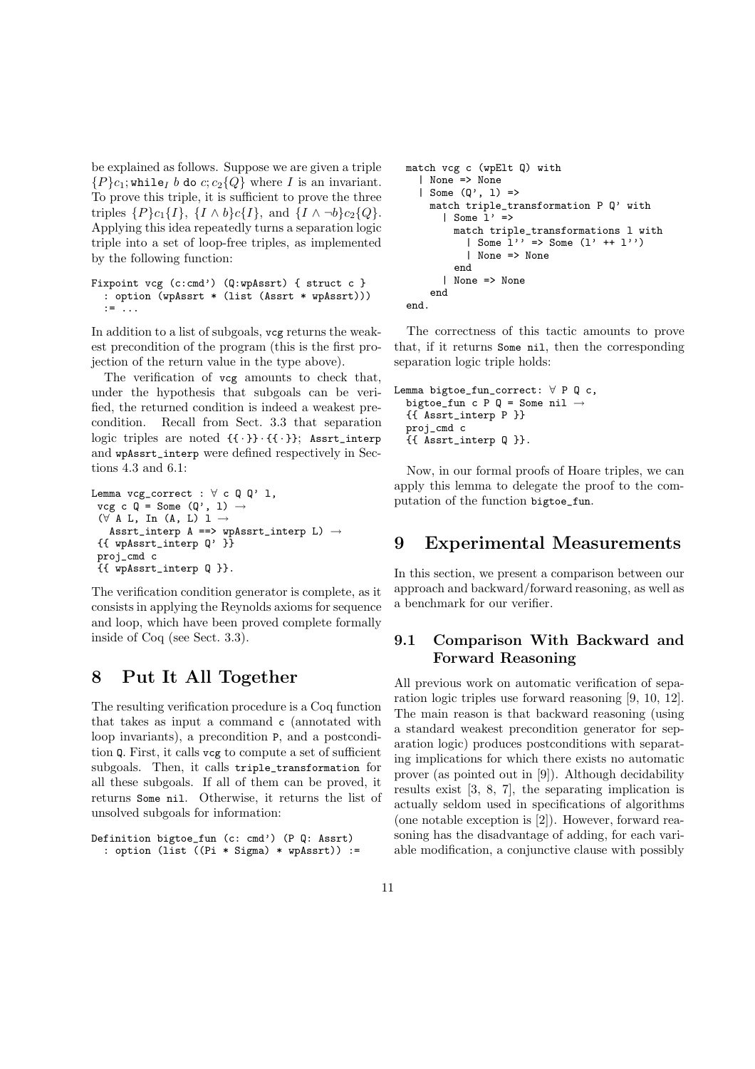be explained as follows. Suppose we are given a triple $\{P\}c_1; \mathtt{while}_I\ b\ \mathtt{do}\ c; c_2\{Q\}$ where $I$ is an invariant. To prove this triple, it is sufficient to prove the three triples $\{P\}c_1\{I\}$, $\{I \wedge b\}c\{I\}$, and $\{I \wedge \neg b\}c_2\{Q\}$. Applying this idea repeatedly turns a separation logic triple into a set of loop-free triples, as implemented by the following function:

```
Fixpoint vcg (c:cmd') (Q:wpAssrt) { struct c }
  : option (wpAssrt * (list (Assrt * wpAssrt)))
  := ...
```

In addition to a list of subgoals, `vcg` returns the weakest precondition of the program (this is the first projection of the return value in the type above).

The verification of `vcg` amounts to check that, under the hypothesis that subgoals can be verified, the returned condition is indeed a weakest precondition. Recall from Sect. 3.3 that separation logic triples are noted `{{·}}·{{·}}`; `Assrt_interp` and `wpAssrt_interp` were defined respectively in Sections 4.3 and 6.1:

```
Lemma vcg_correct : ∀ c Q Q' l,
 vcg c Q = Some (Q', l) →
 (∀ A L, In (A, L) l →
   Assrt_interp A ==> wpAssrt_interp L) →
 {{ wpAssrt_interp Q' }}
 proj_cmd c
 {{ wpAssrt_interp Q }}.
```

The verification condition generator is complete, as it consists in applying the Reynolds axioms for sequence and loop, which have been proved complete formally inside of Coq (see Sect. 3.3).

# 8 Put It All Together

The resulting verification procedure is a Coq function that takes as input a command `c` (annotated with loop invariants), a precondition `P`, and a postcondition `Q`. First, it calls `vcg` to compute a set of sufficient subgoals. Then, it calls `triple_transformation` for all these subgoals. If all of them can be proved, it returns `Some nil`. Otherwise, it returns the list of unsolved subgoals for information:

```
Definition bigtoe_fun (c: cmd') (P Q: Assrt)
  : option (list ((Pi * Sigma) * wpAssrt)) :=
  match vcg c (wpElt Q) with
    | None => None
    | Some (Q', l) =>
      match triple_transformation P Q' with
        | Some l' =>
          match triple_transformations l with
            | Some l'' => Some (l' ++ l'')
            | None => None
          end
        | None => None
      end
  end.
```

The correctness of this tactic amounts to prove that, if it returns `Some nil`, then the corresponding separation logic triple holds:

```
Lemma bigtoe_fun_correct: ∀ P Q c,
  bigtoe_fun c P Q = Some nil →
  {{ Assrt_interp P }}
  proj_cmd c
  {{ Assrt_interp Q }}.
```

Now, in our formal proofs of Hoare triples, we can apply this lemma to delegate the proof to the computation of the function `bigtoe_fun`.

# 9 Experimental Measurements

In this section, we present a comparison between our approach and backward/forward reasoning, as well as a benchmark for our verifier.

## 9.1 Comparison With Backward and Forward Reasoning

All previous work on automatic verification of separation logic triples use forward reasoning [9, 10, 12]. The main reason is that backward reasoning (using a standard weakest precondition generator for separation logic) produces postconditions with separating implications for which there exists no automatic prover (as pointed out in [9]). Although decidability results exist [3, 8, 7], the separating implication is actually seldom used in specifications of algorithms (one notable exception is [2]). However, forward reasoning has the disadvantage of adding, for each variable modification, a conjunctive clause with possibly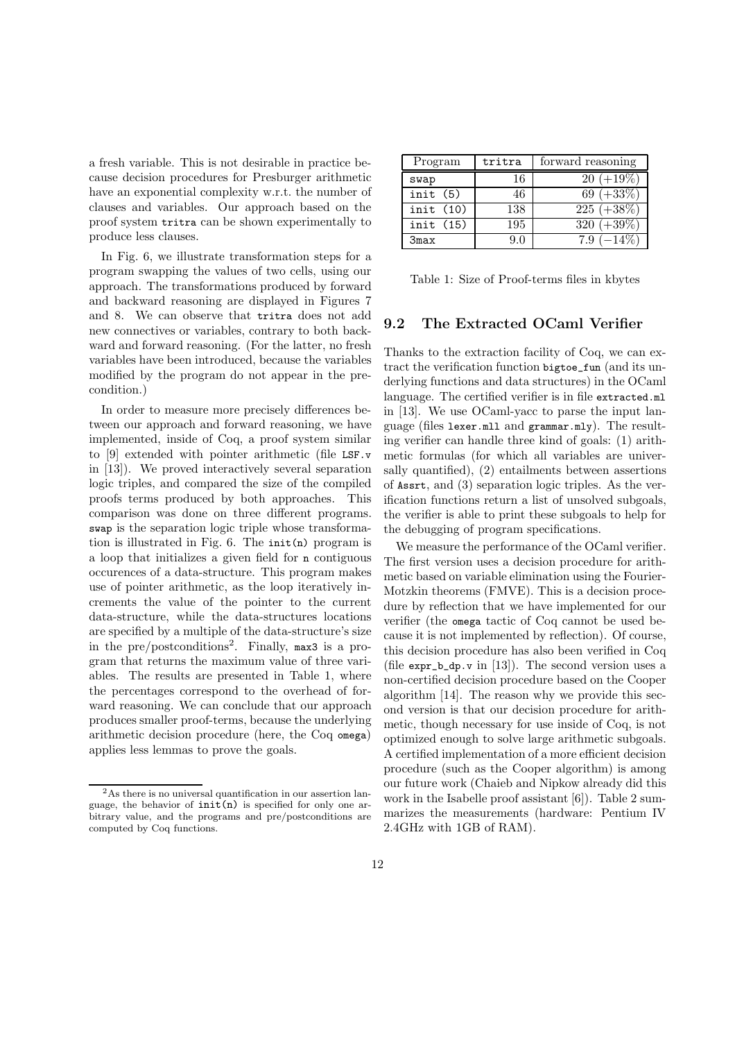a fresh variable. This is not desirable in practice because decision procedures for Presburger arithmetic have an exponential complexity w.r.t. the number of clauses and variables. Our approach based on the proof system `tritra` can be shown experimentally to produce less clauses.

In Fig. 6, we illustrate transformation steps for a program swapping the values of two cells, using our approach. The transformations produced by forward and backward reasoning are displayed in Figures 7 and 8. We can observe that `tritra` does not add new connectives or variables, contrary to both backward and forward reasoning. (For the latter, no fresh variables have been introduced, because the variables modified by the program do not appear in the precondition.)

In order to measure more precisely differences between our approach and forward reasoning, we have implemented, inside of Coq, a proof system similar to [9] extended with pointer arithmetic (file `LSF.v` in [13]). We proved interactively several separation logic triples, and compared the size of the compiled proofs terms produced by both approaches. This comparison was done on three different programs. `swap` is the separation logic triple whose transformation is illustrated in Fig. 6. The `init(n)` program is a loop that initializes a given field for `n` contiguous occurences of a data-structure. This program makes use of pointer arithmetic, as the loop iteratively increments the value of the pointer to the current data-structure, while the data-structures locations are specified by a multiple of the data-structure's size in the pre/postconditions[2]. Finally, `max3` is a program that returns the maximum value of three variables. The results are presented in Table 1, where the percentages correspond to the overhead of forward reasoning. We can conclude that our approach produces smaller proof-terms, because the underlying arithmetic decision procedure (here, the Coq `omega`) applies less lemmas to prove the goals.

[2] As there is no universal quantification in our assertion language, the behavior of `init(n)` is specified for only one arbitrary value, and the programs and pre/postconditions are computed by Coq functions.

| Program | `tritra` | forward reasoning |
|---|---|---|
| `swap` | 16 | 20 (+19%) |
| `init (5)` | 46 | 69 (+33%) |
| `init (10)` | 138 | 225 (+38%) |
| `init (15)` | 195 | 320 (+39%) |
| `3max` | 9.0 | 7.9 (−14%) |

Table 1: Size of Proof-terms files in kbytes

## 9.2 The Extracted OCaml Verifier

Thanks to the extraction facility of Coq, we can extract the verification function `bigtoe_fun` (and its underlying functions and data structures) in the OCaml language. The certified verifier is in file `extracted.ml` in [13]. We use OCaml-yacc to parse the input language (files `lexer.mll` and `grammar.mly`). The resulting verifier can handle three kind of goals: (1) arithmetic formulas (for which all variables are universally quantified), (2) entailments between assertions of `Assrt`, and (3) separation logic triples. As the verification functions return a list of unsolved subgoals, the verifier is able to print these subgoals to help for the debugging of program specifications.

We measure the performance of the OCaml verifier. The first version uses a decision procedure for arithmetic based on variable elimination using the Fourier-Motzkin theorems (FMVE). This is a decision procedure by reflection that we have implemented for our verifier (the `omega` tactic of Coq cannot be used because it is not implemented by reflection). Of course, this decision procedure has also been verified in Coq (file `expr_b_dp.v` in [13]). The second version uses a non-certified decision procedure based on the Cooper algorithm [14]. The reason why we provide this second version is that our decision procedure for arithmetic, though necessary for use inside of Coq, is not optimized enough to solve large arithmetic subgoals. A certified implementation of a more efficient decision procedure (such as the Cooper algorithm) is among our future work (Chaieb and Nipkow already did this work in the Isabelle proof assistant [6]). Table 2 summarizes the measurements (hardware: Pentium IV 2.4GHz with 1GB of RAM).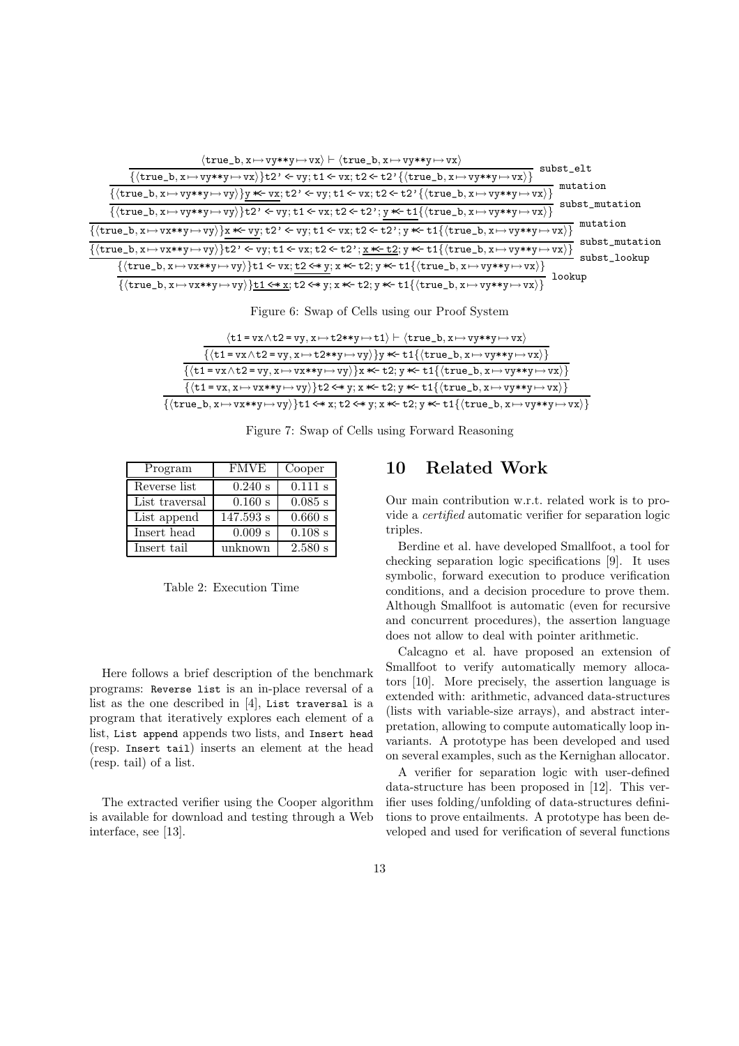$$
\dfrac{\dfrac{\dfrac{\dfrac{\dfrac{\dfrac{\langle \texttt{true\_b}, \texttt{x} \mapsto \texttt{vy} ** \texttt{y} \mapsto \texttt{vx}\rangle \vdash \langle \texttt{true\_b}, \texttt{x} \mapsto \texttt{vy} ** \texttt{y} \mapsto \texttt{vx}\rangle}{\{\langle \texttt{true\_b}, \texttt{x} \mapsto \texttt{vy} ** \texttt{y} \mapsto \texttt{vx}\rangle\}\texttt{t2'} \leftarrow \texttt{vy}; \texttt{t1} \leftarrow \texttt{vx}; \texttt{t2} \leftarrow \texttt{t2'}\{\langle \texttt{true\_b}, \texttt{x} \mapsto \texttt{vy} ** \texttt{y} \mapsto \texttt{vx}\rangle\}}\ \texttt{subst\_elt}}{\{\langle \texttt{true\_b}, \texttt{x} \mapsto \texttt{vy} ** \texttt{y} \mapsto \texttt{vy}\rangle\}\underline{\texttt{y} *\!\!\leftarrow \texttt{vx}}; \texttt{t2'} \leftarrow \texttt{vy}; \texttt{t1} \leftarrow \texttt{vx}; \texttt{t2} \leftarrow \texttt{t2'}\{\langle \texttt{true\_b}, \texttt{x} \mapsto \texttt{vy} ** \texttt{y} \mapsto \texttt{vx}\rangle\}}\ \texttt{mutation}}{\{\langle \texttt{true\_b}, \texttt{x} \mapsto \texttt{vy} ** \texttt{y} \mapsto \texttt{vy}\rangle\}\texttt{t2'} \leftarrow \texttt{vy}; \texttt{t1} \leftarrow \texttt{vx}; \texttt{t2} \leftarrow \texttt{t2'}; \underline{\texttt{y} *\!\!\leftarrow \texttt{t1}}\{\langle \texttt{true\_b}, \texttt{x} \mapsto \texttt{vy} ** \texttt{y} \mapsto \texttt{vx}\rangle\}}\ \texttt{subst\_mutation}}{\{\langle \texttt{true\_b}, \texttt{x} \mapsto \texttt{vx} ** \texttt{y} \mapsto \texttt{vy}\rangle\}\underline{\texttt{x} *\!\!\leftarrow \texttt{vy}}; \texttt{t2'} \leftarrow \texttt{vy}; \texttt{t1} \leftarrow \texttt{vx}; \texttt{t2} \leftarrow \texttt{t2'}; \texttt{y} *\!\!\leftarrow \texttt{t1}\{\langle \texttt{true\_b}, \texttt{x} \mapsto \texttt{vy} ** \texttt{y} \mapsto \texttt{vx}\rangle\}}\ \texttt{mutation}}{\{\langle \texttt{true\_b}, \texttt{x} \mapsto \texttt{vx} ** \texttt{y} \mapsto \texttt{vy}\rangle\}\texttt{t2'} \leftarrow \texttt{vy}; \texttt{t1} \leftarrow \texttt{vx}; \texttt{t2} \leftarrow \texttt{t2'}; \underline{\texttt{x} *\!\!\leftarrow \texttt{t2}}; \texttt{y} *\!\!\leftarrow \texttt{t1}\{\langle \texttt{true\_b}, \texttt{x} \mapsto \texttt{vy} ** \texttt{y} \mapsto \texttt{vx}\rangle\}}\ \texttt{subst\_mutation}}{\dfrac{\{\langle \texttt{true\_b}, \texttt{x} \mapsto \texttt{vx} ** \texttt{y} \mapsto \texttt{vy}\rangle\}\texttt{t1} \leftarrow \texttt{vx}; \underline{\texttt{t2} \leftarrow\!* \texttt{y}}; \texttt{x} *\!\!\leftarrow \texttt{t2}; \texttt{y} *\!\!\leftarrow \texttt{t1}\{\langle \texttt{true\_b}, \texttt{x} \mapsto \texttt{vy} ** \texttt{y} \mapsto \texttt{vx}\rangle\}}{\{\langle \texttt{true\_b}, \texttt{x} \mapsto \texttt{vx} ** \texttt{y} \mapsto \texttt{vy}\rangle\}\underline{\texttt{t1} \leftarrow\!* \texttt{x}}; \texttt{t2} \leftarrow\!* \texttt{y}; \texttt{x} *\!\!\leftarrow \texttt{t2}; \texttt{y} *\!\!\leftarrow \texttt{t1}\{\langle \texttt{true\_b}, \texttt{x} \mapsto \texttt{vy} ** \texttt{y} \mapsto \texttt{vx}\rangle\}}\ \texttt{lookup}}\ \texttt{subst\_lookup}
$$

Figure 6: Swap of Cells using our Proof System

$$
\dfrac{\dfrac{\dfrac{\dfrac{\langle \texttt{t1} = \texttt{vx} \wedge \texttt{t2} = \texttt{vy}, \texttt{x} \mapsto \texttt{t2} ** \texttt{y} \mapsto \texttt{t1}\rangle \vdash \langle \texttt{true\_b}, \texttt{x} \mapsto \texttt{vy} ** \texttt{y} \mapsto \texttt{vx}\rangle}{\{\langle \texttt{t1} = \texttt{vx} \wedge \texttt{t2} = \texttt{vy}, \texttt{x} \mapsto \texttt{t2} ** \texttt{y} \mapsto \texttt{vy}\rangle\}\texttt{y} *\!\!\leftarrow \texttt{t1}\{\langle \texttt{true\_b}, \texttt{x} \mapsto \texttt{vy} ** \texttt{y} \mapsto \texttt{vx}\rangle\}}}{\{\langle \texttt{t1} = \texttt{vx} \wedge \texttt{t2} = \texttt{vy}, \texttt{x} \mapsto \texttt{vx} ** \texttt{y} \mapsto \texttt{vy}\rangle\}\texttt{x} *\!\!\leftarrow \texttt{t2}; \texttt{y} *\!\!\leftarrow \texttt{t1}\{\langle \texttt{true\_b}, \texttt{x} \mapsto \texttt{vy} ** \texttt{y} \mapsto \texttt{vx}\rangle\}}}{\{\langle \texttt{t1} = \texttt{vx}, \texttt{x} \mapsto \texttt{vx} ** \texttt{y} \mapsto \texttt{vy}\rangle\}\texttt{t2} \leftarrow\!* \texttt{y}; \texttt{x} *\!\!\leftarrow \texttt{t2}; \texttt{y} *\!\!\leftarrow \texttt{t1}\{\langle \texttt{true\_b}, \texttt{x} \mapsto \texttt{vy} ** \texttt{y} \mapsto \texttt{vx}\rangle\}}}{\{\langle \texttt{true\_b}, \texttt{x} \mapsto \texttt{vx} ** \texttt{y} \mapsto \texttt{vy}\rangle\}\texttt{t1} \leftarrow\!* \texttt{x}; \texttt{t2} \leftarrow\!* \texttt{y}; \texttt{x} *\!\!\leftarrow \texttt{t2}; \texttt{y} *\!\!\leftarrow \texttt{t1}\{\langle \texttt{true\_b}, \texttt{x} \mapsto \texttt{vy} ** \texttt{y} \mapsto \texttt{vx}\rangle\}}
$$

Figure 7: Swap of Cells using Forward Reasoning

| Program | FMVE | Cooper |
|---|---|---|
| Reverse list | 0.240 s | 0.111 s |
| List traversal | 0.160 s | 0.085 s |
| List append | 147.593 s | 0.660 s |
| Insert head | 0.009 s | 0.108 s |
| Insert tail | unknown | 2.580 s |

Table 2: Execution Time

Here follows a brief description of the benchmark programs: `Reverse list` is an in-place reversal of a list as the one described in [4], `List traversal` is a program that iteratively explores each element of a list, `List append` appends two lists, and `Insert head` (resp. `Insert tail`) inserts an element at the head (resp. tail) of a list.

The extracted verifier using the Cooper algorithm is available for download and testing through a Web interface, see [13].

## 10 Related Work

Our main contribution w.r.t. related work is to provide a *certified* automatic verifier for separation logic triples.

Berdine et al. have developed Smallfoot, a tool for checking separation logic specifications [9]. It uses symbolic, forward execution to produce verification conditions, and a decision procedure to prove them. Although Smallfoot is automatic (even for recursive and concurrent procedures), the assertion language does not allow to deal with pointer arithmetic.

Calcagno et al. have proposed an extension of Smallfoot to verify automatically memory allocators [10]. More precisely, the assertion language is extended with: arithmetic, advanced data-structures (lists with variable-size arrays), and abstract interpretation, allowing to compute automatically loop invariants. A prototype has been developed and used on several examples, such as the Kernighan allocator.

A verifier for separation logic with user-defined data-structure has been proposed in [12]. This verifier uses folding/unfolding of data-structures definitions to prove entailments. A prototype has been developed and used for verification of several functions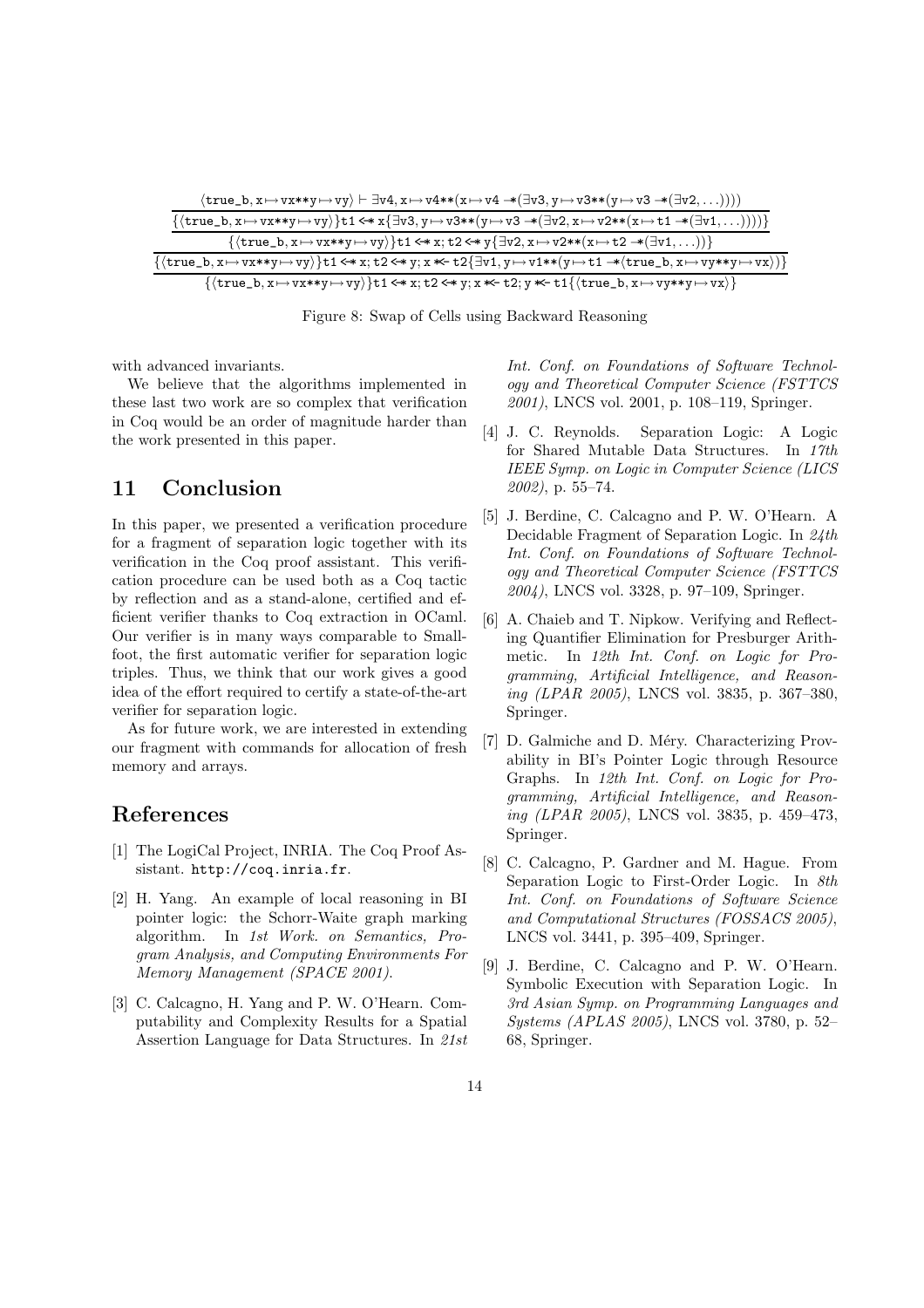$$\frac{\langle \texttt{true\_b}, \texttt{x} \mapsto \texttt{vx**y} \mapsto \texttt{vy} \rangle \vdash \exists \texttt{v4}, \texttt{x} \mapsto \texttt{v4**(x} \mapsto \texttt{v4} \mathrel{-\!\!*} (\exists \texttt{v3}, \texttt{y} \mapsto \texttt{v3**(y} \mapsto \texttt{v3} \mathrel{-\!\!*} (\exists \texttt{v2}, \ldots))))}{\{\langle \texttt{true\_b}, \texttt{x} \mapsto \texttt{vx**y} \mapsto \texttt{vy} \rangle\} \texttt{t1} \Leftarrow\!\!* \texttt{x} \{\exists \texttt{v3}, \texttt{y} \mapsto \texttt{v3**(y} \mapsto \texttt{v3} \mathrel{-\!\!*} (\exists \texttt{v2}, \texttt{x} \mapsto \texttt{v2**(x} \mapsto \texttt{t1} \mathrel{-\!\!*} (\exists \texttt{v1}, \ldots))))\}}$$

$$\frac{\{\langle \texttt{true\_b}, \texttt{x} \mapsto \texttt{vx**y} \mapsto \texttt{vy} \rangle\} \texttt{t1} \Leftarrow\!\!* \texttt{x}; \texttt{t2} \Leftarrow\!\!* \texttt{y} \{\exists \texttt{v2}, \texttt{x} \mapsto \texttt{v2**(x} \mapsto \texttt{t2} \mathrel{-\!\!*} (\exists \texttt{v1}, \ldots))\}}{\{\langle \texttt{true\_b}, \texttt{x} \mapsto \texttt{vx**y} \mapsto \texttt{vy} \rangle\} \texttt{t1} \Leftarrow\!\!* \texttt{x}; \texttt{t2} \Leftarrow\!\!* \texttt{y}; \texttt{x} *\!\!\Leftarrow \texttt{t2} \{\exists \texttt{v1}, \texttt{y} \mapsto \texttt{v1**(y} \mapsto \texttt{t1} \mathrel{-\!\!*} \langle \texttt{true\_b}, \texttt{x} \mapsto \texttt{vy**y} \mapsto \texttt{vx} \rangle)\}}$$

$$\{\langle \texttt{true\_b}, \texttt{x} \mapsto \texttt{vx**y} \mapsto \texttt{vy} \rangle\} \texttt{t1} \Leftarrow\!\!* \texttt{x}; \texttt{t2} \Leftarrow\!\!* \texttt{y}; \texttt{x} *\!\!\Leftarrow \texttt{t2}; \texttt{y} *\!\!\Leftarrow \texttt{t1} \{\langle \texttt{true\_b}, \texttt{x} \mapsto \texttt{vy**y} \mapsto \texttt{vx} \rangle\}$$

Figure 8: Swap of Cells using Backward Reasoning

with advanced invariants.

We believe that the algorithms implemented in these last two work are so complex that verification in Coq would be an order of magnitude harder than the work presented in this paper.

## 11 Conclusion

In this paper, we presented a verification procedure for a fragment of separation logic together with its verification in the Coq proof assistant. This verification procedure can be used both as a Coq tactic by reflection and as a stand-alone, certified and efficient verifier thanks to Coq extraction in OCaml. Our verifier is in many ways comparable to Smallfoot, the first automatic verifier for separation logic triples. Thus, we think that our work gives a good idea of the effort required to certify a state-of-the-art verifier for separation logic.

As for future work, we are interested in extending our fragment with commands for allocation of fresh memory and arrays.

## References

[1] The LogiCal Project, INRIA. The Coq Proof Assistant. http://coq.inria.fr.

[2] H. Yang. An example of local reasoning in BI pointer logic: the Schorr-Waite graph marking algorithm. In *1st Work. on Semantics, Program Analysis, and Computing Environments For Memory Management (SPACE 2001)*.

[3] C. Calcagno, H. Yang and P. W. O'Hearn. Computability and Complexity Results for a Spatial Assertion Language for Data Structures. In *21st Int. Conf. on Foundations of Software Technology and Theoretical Computer Science (FSTTCS 2001)*, LNCS vol. 2001, p. 108–119, Springer.

[4] J. C. Reynolds. Separation Logic: A Logic for Shared Mutable Data Structures. In *17th IEEE Symp. on Logic in Computer Science (LICS 2002)*, p. 55–74.

[5] J. Berdine, C. Calcagno and P. W. O'Hearn. A Decidable Fragment of Separation Logic. In *24th Int. Conf. on Foundations of Software Technology and Theoretical Computer Science (FSTTCS 2004)*, LNCS vol. 3328, p. 97–109, Springer.

[6] A. Chaieb and T. Nipkow. Verifying and Reflecting Quantifier Elimination for Presburger Arithmetic. In *12th Int. Conf. on Logic for Programming, Artificial Intelligence, and Reasoning (LPAR 2005)*, LNCS vol. 3835, p. 367–380, Springer.

[7] D. Galmiche and D. Méry. Characterizing Provability in BI's Pointer Logic through Resource Graphs. In *12th Int. Conf. on Logic for Programming, Artificial Intelligence, and Reasoning (LPAR 2005)*, LNCS vol. 3835, p. 459–473, Springer.

[8] C. Calcagno, P. Gardner and M. Hague. From Separation Logic to First-Order Logic. In *8th Int. Conf. on Foundations of Software Science and Computational Structures (FOSSACS 2005)*, LNCS vol. 3441, p. 395–409, Springer.

[9] J. Berdine, C. Calcagno and P. W. O'Hearn. Symbolic Execution with Separation Logic. In *3rd Asian Symp. on Programming Languages and Systems (APLAS 2005)*, LNCS vol. 3780, p. 52–68, Springer.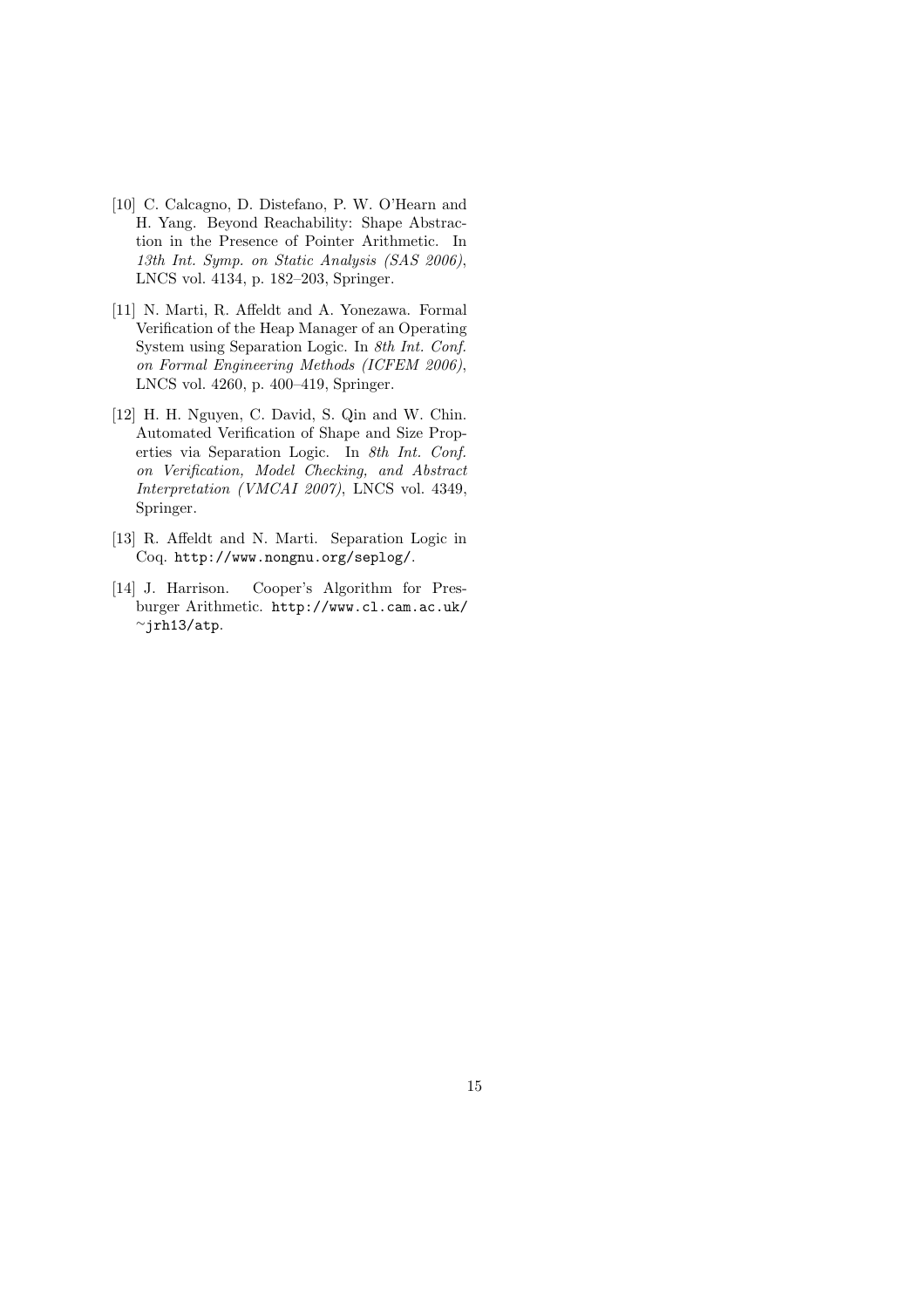[10] C. Calcagno, D. Distefano, P. W. O'Hearn and H. Yang. Beyond Reachability: Shape Abstraction in the Presence of Pointer Arithmetic. In *13th Int. Symp. on Static Analysis (SAS 2006)*, LNCS vol. 4134, p. 182–203, Springer.

[11] N. Marti, R. Affeldt and A. Yonezawa. Formal Verification of the Heap Manager of an Operating System using Separation Logic. In *8th Int. Conf. on Formal Engineering Methods (ICFEM 2006)*, LNCS vol. 4260, p. 400–419, Springer.

[12] H. H. Nguyen, C. David, S. Qin and W. Chin. Automated Verification of Shape and Size Properties via Separation Logic. In *8th Int. Conf. on Verification, Model Checking, and Abstract Interpretation (VMCAI 2007)*, LNCS vol. 4349, Springer.

[13] R. Affeldt and N. Marti. Separation Logic in Coq. `http://www.nongnu.org/seplog/`.

[14] J. Harrison. Cooper's Algorithm for Presburger Arithmetic. `http://www.cl.cam.ac.uk/~jrh13/atp`.